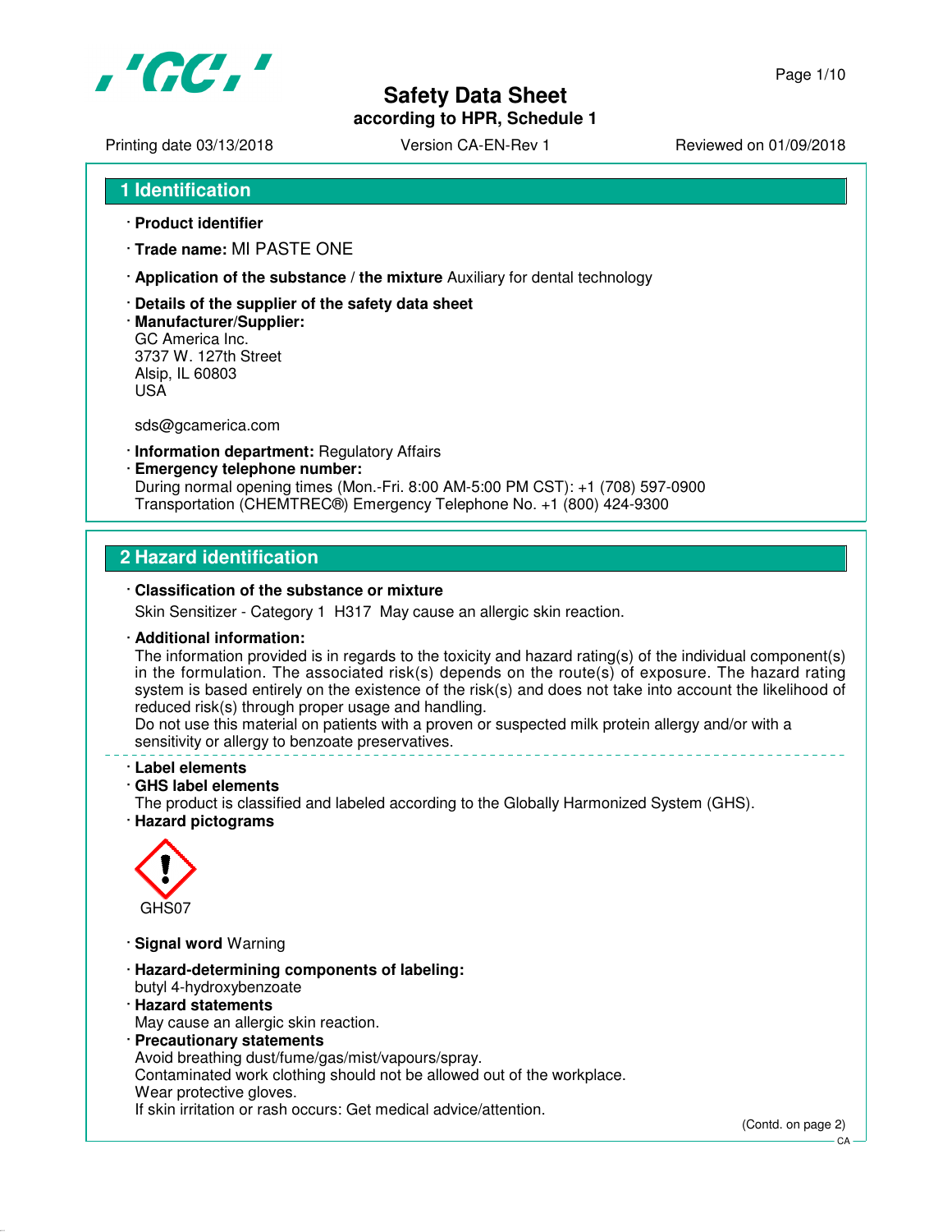# Safety Data Sheet

**according to HPR, Schedule 1**

Printing date 03/13/2018 | Version CA-EN-Rev 1 | Reviewed on 01/09/2018

## 1 Identification

· **Product identifier**

· **Trade name:** MI PASTE ONE

· **Application of the substance / the mixture** Auxiliary for dental technology

· **Details of the supplier of the safety data sheet**

· **Manufacturer/Supplier:**
GC America Inc.
3737 W. 127th Street
Alsip, IL 60803
USA

sds@gcamerica.com

· **Information department:** Regulatory Affairs

· **Emergency telephone number:**
During normal opening times (Mon.-Fri. 8:00 AM-5:00 PM CST): +1 (708) 597-0900
Transportation (CHEMTREC®) Emergency Telephone No. +1 (800) 424-9300

## 2 Hazard identification

· **Classification of the substance or mixture**

Skin Sensitizer - Category 1 H317 May cause an allergic skin reaction.

· **Additional information:**
The information provided is in regards to the toxicity and hazard rating(s) of the individual component(s) in the formulation. The associated risk(s) depends on the route(s) of exposure. The hazard rating system is based entirely on the existence of the risk(s) and does not take into account the likelihood of reduced risk(s) through proper usage and handling.
Do not use this material on patients with a proven or suspected milk protein allergy and/or with a sensitivity or allergy to benzoate preservatives.

· **Label elements**

· **GHS label elements**
The product is classified and labeled according to the Globally Harmonized System (GHS).

· **Hazard pictograms**

GHS07

· **Signal word** Warning

· **Hazard-determining components of labeling:**
butyl 4-hydroxybenzoate

· **Hazard statements**
May cause an allergic skin reaction.

· **Precautionary statements**
Avoid breathing dust/fume/gas/mist/vapours/spray.
Contaminated work clothing should not be allowed out of the workplace.
Wear protective gloves.
If skin irritation or rash occurs: Get medical advice/attention.

(Contd. on page 2)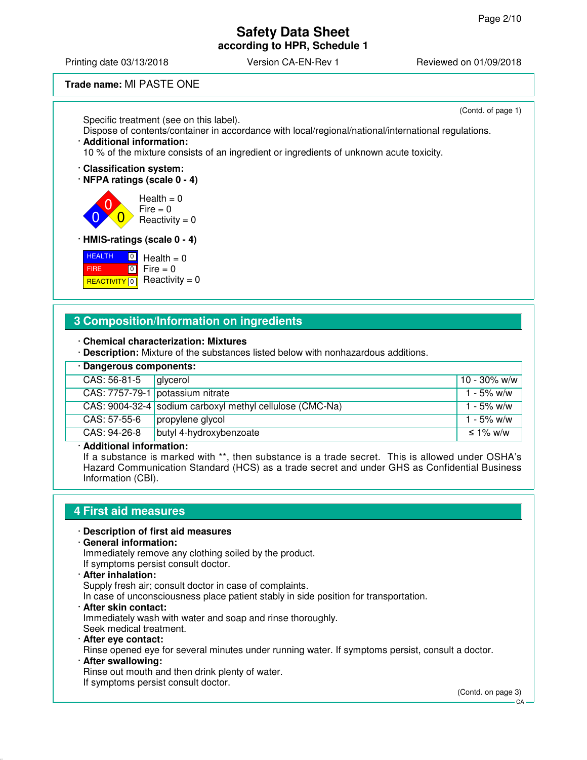**Trade name:** MI PASTE ONE

(Contd. of page 1)

Specific treatment (see on this label).
Dispose of contents/container in accordance with local/regional/national/international regulations.

· **Additional information:**
10 % of the mixture consists of an ingredient or ingredients of unknown acute toxicity.

· **Classification system:**
· **NFPA ratings (scale 0 - 4)**

Health = 0
Fire = 0
Reactivity = 0

· **HMIS-ratings (scale 0 - 4)**

| | |
|---|---|
| HEALTH | 0 |
| FIRE | 0 |
| REACTIVITY | 0 |

Health = 0
Fire = 0
Reactivity = 0

## 3 Composition/Information on ingredients

· **Chemical characterization: Mixtures**
· **Description:** Mixture of the substances listed below with nonhazardous additions.

· **Dangerous components:**

| | | |
|---|---|---|
| CAS: 56-81-5 | glycerol | 10 - 30% w/w |
| CAS: 7757-79-1 | potassium nitrate | 1 - 5% w/w |
| CAS: 9004-32-4 | sodium carboxyl methyl cellulose (CMC-Na) | 1 - 5% w/w |
| CAS: 57-55-6 | propylene glycol | 1 - 5% w/w |
| CAS: 94-26-8 | butyl 4-hydroxybenzoate | ≤ 1% w/w |

· **Additional information:**
If a substance is marked with **, then substance is a trade secret. This is allowed under OSHA's Hazard Communication Standard (HCS) as a trade secret and under GHS as Confidential Business Information (CBI).

## 4 First aid measures

· **Description of first aid measures**
· **General information:**
Immediately remove any clothing soiled by the product.
If symptoms persist consult doctor.
· **After inhalation:**
Supply fresh air; consult doctor in case of complaints.
In case of unconsciousness place patient stably in side position for transportation.
· **After skin contact:**
Immediately wash with water and soap and rinse thoroughly.
Seek medical treatment.
· **After eye contact:**
Rinse opened eye for several minutes under running water. If symptoms persist, consult a doctor.
· **After swallowing:**
Rinse out mouth and then drink plenty of water.
If symptoms persist consult doctor.

(Contd. on page 3)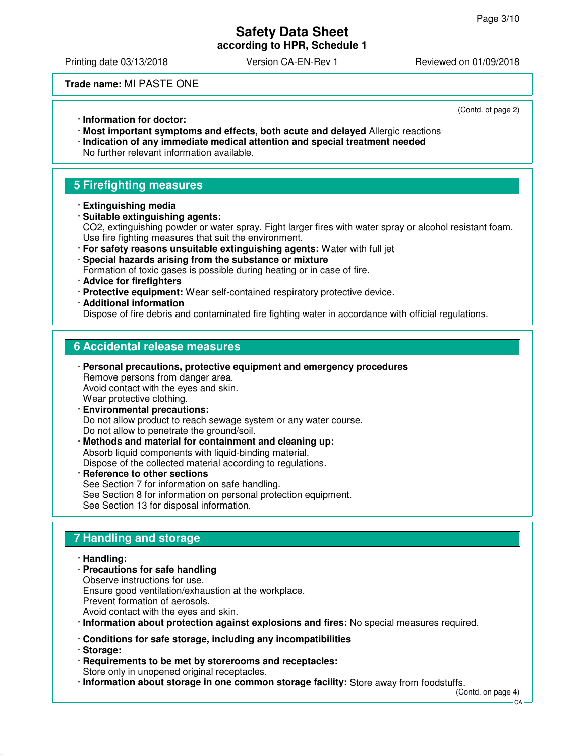(Contd. of page 2)

· **Information for doctor:**
· **Most important symptoms and effects, both acute and delayed** Allergic reactions
· **Indication of any immediate medical attention and special treatment needed**
No further relevant information available.

## 5 Firefighting measures

· **Extinguishing media**
· **Suitable extinguishing agents:**
$CO_2$, extinguishing powder or water spray. Fight larger fires with water spray or alcohol resistant foam.
Use fire fighting measures that suit the environment.
· **For safety reasons unsuitable extinguishing agents:** Water with full jet
· **Special hazards arising from the substance or mixture**
Formation of toxic gases is possible during heating or in case of fire.
· **Advice for firefighters**
· **Protective equipment:** Wear self-contained respiratory protective device.
· **Additional information**
Dispose of fire debris and contaminated fire fighting water in accordance with official regulations.

## 6 Accidental release measures

· **Personal precautions, protective equipment and emergency procedures**
Remove persons from danger area.
Avoid contact with the eyes and skin.
Wear protective clothing.
· **Environmental precautions:**
Do not allow product to reach sewage system or any water course.
Do not allow to penetrate the ground/soil.
· **Methods and material for containment and cleaning up:**
Absorb liquid components with liquid-binding material.
Dispose of the collected material according to regulations.
· **Reference to other sections**
See Section 7 for information on safe handling.
See Section 8 for information on personal protection equipment.
See Section 13 for disposal information.

## 7 Handling and storage

· **Handling:**
· **Precautions for safe handling**
Observe instructions for use.
Ensure good ventilation/exhaustion at the workplace.
Prevent formation of aerosols.
Avoid contact with the eyes and skin.
· **Information about protection against explosions and fires:** No special measures required.

· **Conditions for safe storage, including any incompatibilities**
· **Storage:**
· **Requirements to be met by storerooms and receptacles:**
Store only in unopened original receptacles.
· **Information about storage in one common storage facility:** Store away from foodstuffs.

(Contd. on page 4)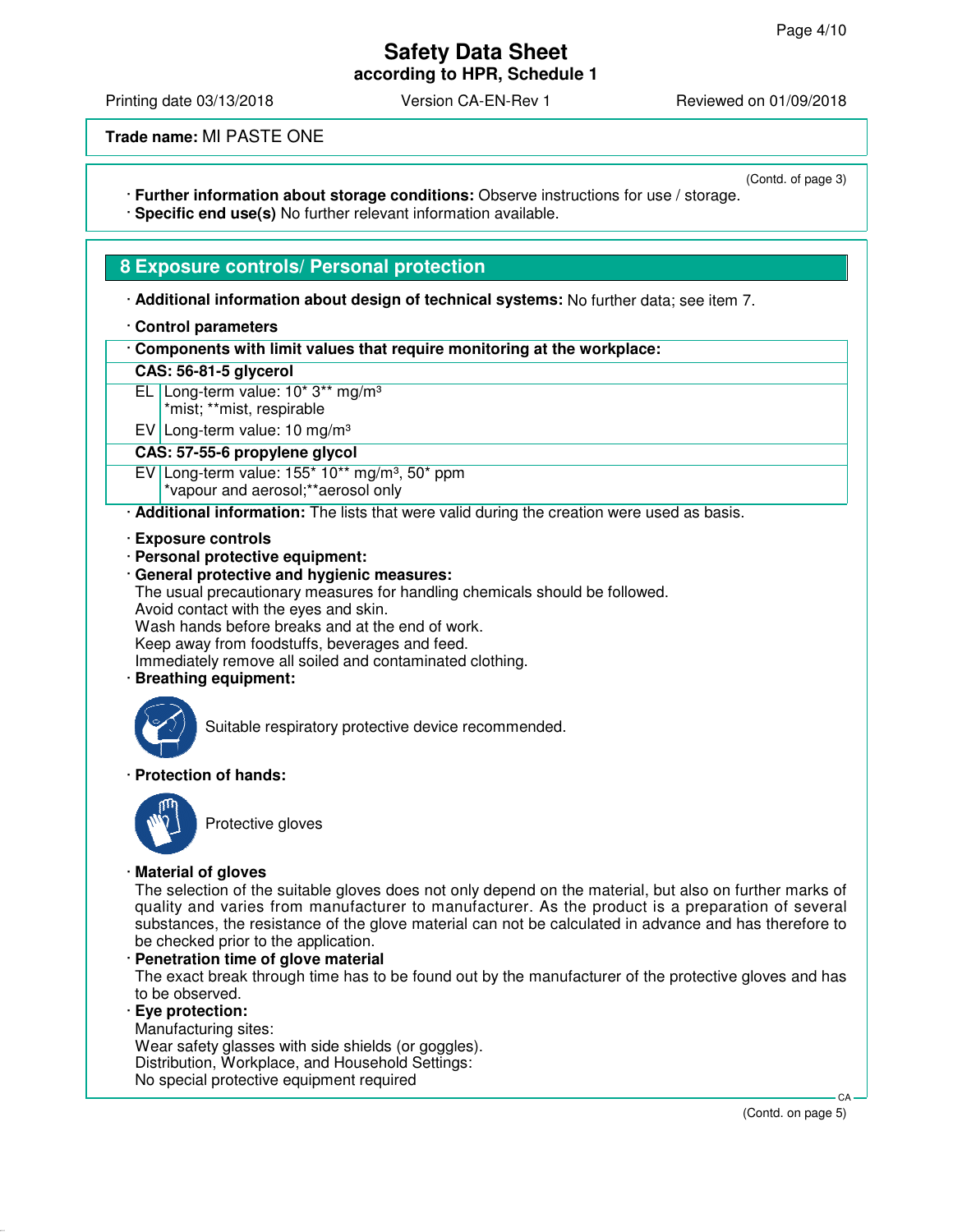Trade name: MI PASTE ONE

(Contd. of page 3)

· **Further information about storage conditions:** Observe instructions for use / storage.
· **Specific end use(s)** No further relevant information available.

## 8 Exposure controls/ Personal protection

· **Additional information about design of technical systems:** No further data; see item 7.

· **Control parameters**

| · Components with limit values that require monitoring at the workplace: | |
|---|---|
| **CAS: 56-81-5 glycerol** | |
| EL | Long-term value: 10* 3** mg/m³<br>*mist; **mist, respirable |
| EV | Long-term value: 10 mg/m³ |
| **CAS: 57-55-6 propylene glycol** | |
| EV | Long-term value: 155* 10** mg/m³, 50* ppm<br>*vapour and aerosol;**aerosol only |

· **Additional information:** The lists that were valid during the creation were used as basis.

· **Exposure controls**
· **Personal protective equipment:**
· **General protective and hygienic measures:**
The usual precautionary measures for handling chemicals should be followed.
Avoid contact with the eyes and skin.
Wash hands before breaks and at the end of work.
Keep away from foodstuffs, beverages and feed.
Immediately remove all soiled and contaminated clothing.
· **Breathing equipment:**

Suitable respiratory protective device recommended.

· **Protection of hands:**

Protective gloves

· **Material of gloves**
The selection of the suitable gloves does not only depend on the material, but also on further marks of quality and varies from manufacturer to manufacturer. As the product is a preparation of several substances, the resistance of the glove material can not be calculated in advance and has therefore to be checked prior to the application.
· **Penetration time of glove material**
The exact break through time has to be found out by the manufacturer of the protective gloves and has to be observed.
· **Eye protection:**
Manufacturing sites:
Wear safety glasses with side shields (or goggles).
Distribution, Workplace, and Household Settings:
No special protective equipment required

(Contd. on page 5)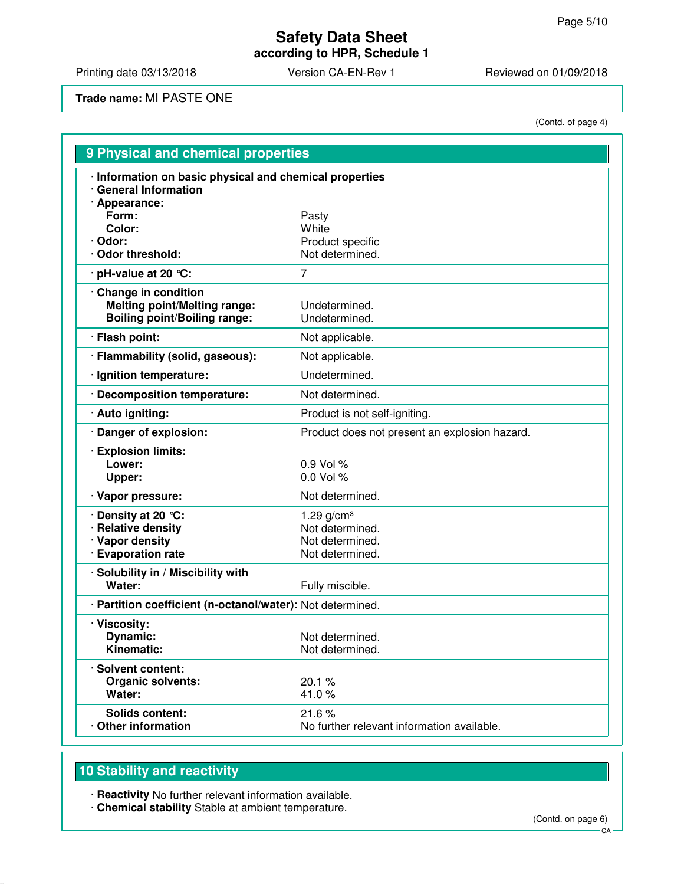**Trade name:** MI PASTE ONE

(Contd. of page 4)

## 9 Physical and chemical properties

| · Information on basic physical and chemical properties | |
|---|---|
| · General Information | |
| · Appearance: | |
| Form: | Pasty |
| Color: | White |
| · Odor: | Product specific |
| · Odor threshold: | Not determined. |
| · pH-value at 20 °C: | 7 |
| · Change in condition | |
| Melting point/Melting range: | Undetermined. |
| Boiling point/Boiling range: | Undetermined. |
| · Flash point: | Not applicable. |
| · Flammability (solid, gaseous): | Not applicable. |
| · Ignition temperature: | Undetermined. |
| · Decomposition temperature: | Not determined. |
| · Auto igniting: | Product is not self-igniting. |
| · Danger of explosion: | Product does not present an explosion hazard. |
| · Explosion limits: | |
| Lower: | 0.9 Vol % |
| Upper: | 0.0 Vol % |
| · Vapor pressure: | Not determined. |
| · Density at 20 °C: | 1.29 g/cm³ |
| · Relative density | Not determined. |
| · Vapor density | Not determined. |
| · Evaporation rate | Not determined. |
| · Solubility in / Miscibility with | |
| Water: | Fully miscible. |
| · Partition coefficient (n-octanol/water): | Not determined. |
| · Viscosity: | |
| Dynamic: | Not determined. |
| Kinematic: | Not determined. |
| · Solvent content: | |
| Organic solvents: | 20.1 % |
| Water: | 41.0 % |
| Solids content: | 21.6 % |
| · Other information | No further relevant information available. |

## 10 Stability and reactivity

- · **Reactivity** No further relevant information available.
- · **Chemical stability** Stable at ambient temperature.

(Contd. on page 6)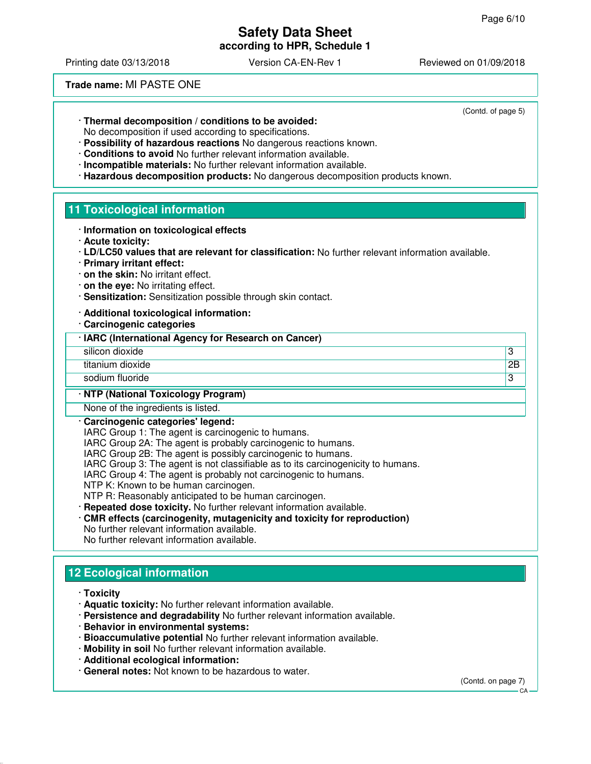Trade name: MI PASTE ONE

(Contd. of page 5)

· **Thermal decomposition / conditions to be avoided:**
No decomposition if used according to specifications.
· **Possibility of hazardous reactions** No dangerous reactions known.
· **Conditions to avoid** No further relevant information available.
· **Incompatible materials:** No further relevant information available.
· **Hazardous decomposition products:** No dangerous decomposition products known.

## 11 Toxicological information

· **Information on toxicological effects**
· **Acute toxicity:**
· **LD/LC50 values that are relevant for classification:** No further relevant information available.
· **Primary irritant effect:**
· **on the skin:** No irritant effect.
· **on the eye:** No irritating effect.
· **Sensitization:** Sensitization possible through skin contact.

· **Additional toxicological information:**
· **Carcinogenic categories**

| · IARC (International Agency for Research on Cancer) | |
|---|---|
| silicon dioxide | 3 |
| titanium dioxide | 2B |
| sodium fluoride | 3 |

| · NTP (National Toxicology Program) |
|---|
| None of the ingredients is listed. |

· **Carcinogenic categories' legend:**
IARC Group 1: The agent is carcinogenic to humans.
IARC Group 2A: The agent is probably carcinogenic to humans.
IARC Group 2B: The agent is possibly carcinogenic to humans.
IARC Group 3: The agent is not classifiable as to its carcinogenicity to humans.
IARC Group 4: The agent is probably not carcinogenic to humans.
NTP K: Known to be human carcinogen.
NTP R: Reasonably anticipated to be human carcinogen.
· **Repeated dose toxicity.** No further relevant information available.
· **CMR effects (carcinogenity, mutagenicity and toxicity for reproduction)**
No further relevant information available.
No further relevant information available.

## 12 Ecological information

· **Toxicity**
· **Aquatic toxicity:** No further relevant information available.
· **Persistence and degradability** No further relevant information available.
· **Behavior in environmental systems:**
· **Bioaccumulative potential** No further relevant information available.
· **Mobility in soil** No further relevant information available.
· **Additional ecological information:**
· **General notes:** Not known to be hazardous to water.

(Contd. on page 7)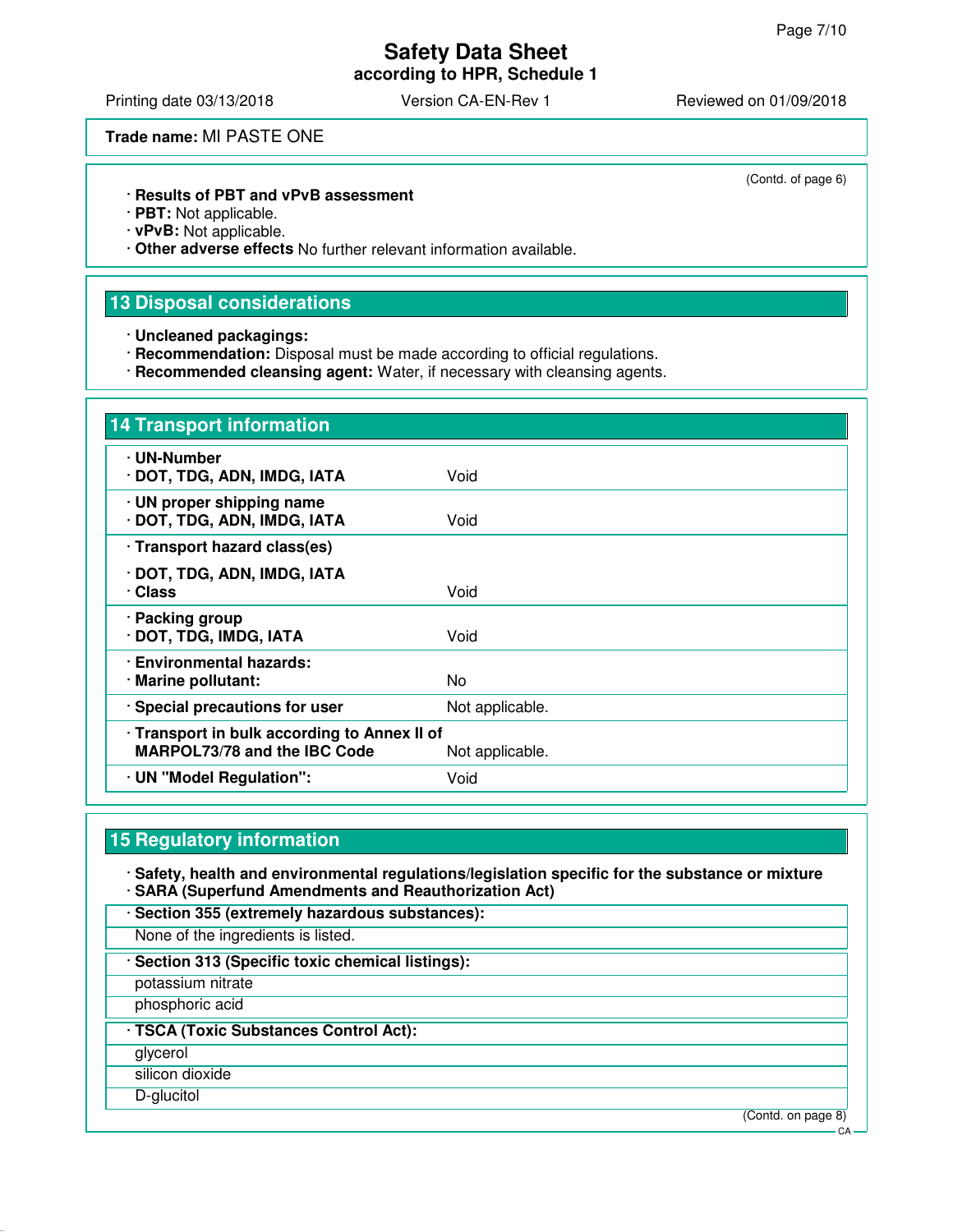Trade name: MI PASTE ONE

(Contd. of page 6)

· **Results of PBT and vPvB assessment**
· **PBT:** Not applicable.
· **vPvB:** Not applicable.
· **Other adverse effects** No further relevant information available.

## 13 Disposal considerations

· **Uncleaned packagings:**
· **Recommendation:** Disposal must be made according to official regulations.
· **Recommended cleansing agent:** Water, if necessary with cleansing agents.

## 14 Transport information

| | |
|---|---|
| · **UN-Number**<br>· **DOT, TDG, ADN, IMDG, IATA** | Void |
| · **UN proper shipping name**<br>· **DOT, TDG, ADN, IMDG, IATA** | Void |
| · **Transport hazard class(es)** | |
| · **DOT, TDG, ADN, IMDG, IATA**<br>· **Class** | Void |
| · **Packing group**<br>· **DOT, TDG, IMDG, IATA** | Void |
| · **Environmental hazards:**<br>· **Marine pollutant:** | No |
| · **Special precautions for user** | Not applicable. |
| · **Transport in bulk according to Annex II of MARPOL73/78 and the IBC Code** | Not applicable. |
| · **UN "Model Regulation":** | Void |

## 15 Regulatory information

· **Safety, health and environmental regulations/legislation specific for the substance or mixture**
· **SARA (Superfund Amendments and Reauthorization Act)**

· **Section 355 (extremely hazardous substances):**

None of the ingredients is listed.

· **Section 313 (Specific toxic chemical listings):**

potassium nitrate
phosphoric acid

· **TSCA (Toxic Substances Control Act):**

glycerol
silicon dioxide
D-glucitol

(Contd. on page 8)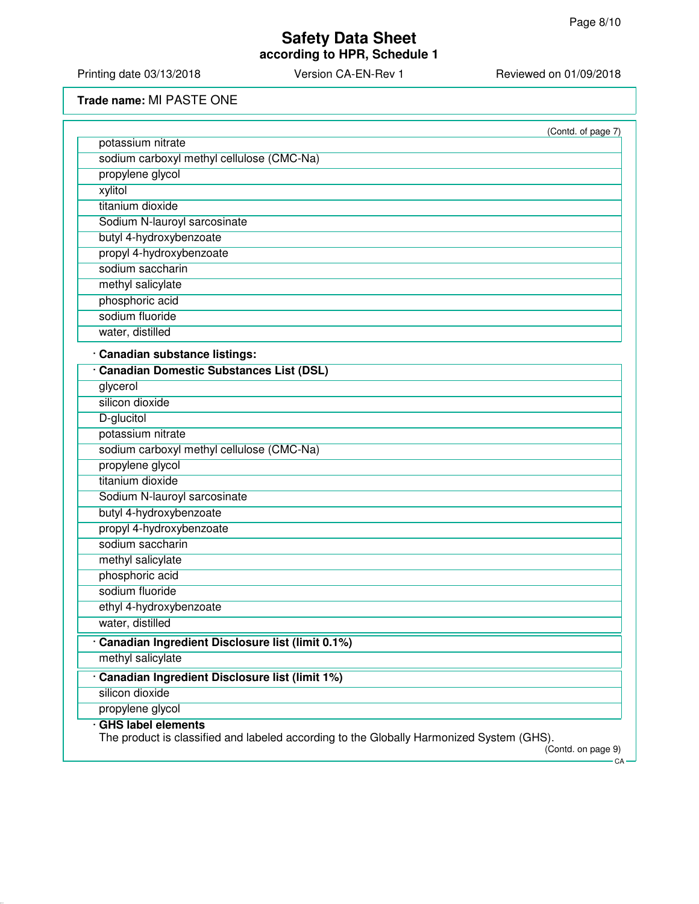**Trade name:** MI PASTE ONE

(Contd. of page 7)

| |
|---|
| potassium nitrate |
| sodium carboxyl methyl cellulose (CMC-Na) |
| propylene glycol |
| xylitol |
| titanium dioxide |
| Sodium N-lauroyl sarcosinate |
| butyl 4-hydroxybenzoate |
| propyl 4-hydroxybenzoate |
| sodium saccharin |
| methyl salicylate |
| phosphoric acid |
| sodium fluoride |
| water, distilled |

· **Canadian substance listings:**

| · **Canadian Domestic Substances List (DSL)** |
|---|
| glycerol |
| silicon dioxide |
| D-glucitol |
| potassium nitrate |
| sodium carboxyl methyl cellulose (CMC-Na) |
| propylene glycol |
| titanium dioxide |
| Sodium N-lauroyl sarcosinate |
| butyl 4-hydroxybenzoate |
| propyl 4-hydroxybenzoate |
| sodium saccharin |
| methyl salicylate |
| phosphoric acid |
| sodium fluoride |
| ethyl 4-hydroxybenzoate |
| water, distilled |

| · **Canadian Ingredient Disclosure list (limit 0.1%)** |
|---|
| methyl salicylate |

| · **Canadian Ingredient Disclosure list (limit 1%)** |
|---|
| silicon dioxide |
| propylene glycol |

· **GHS label elements**

The product is classified and labeled according to the Globally Harmonized System (GHS).

(Contd. on page 9)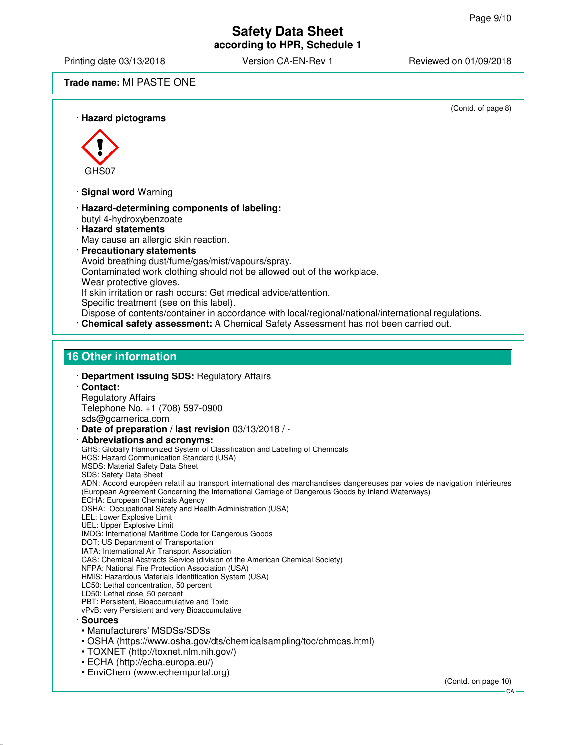(Contd. of page 8)

· **Hazard pictograms**

GHS07

· **Signal word** Warning

· **Hazard-determining components of labeling:**
butyl 4-hydroxybenzoate

· **Hazard statements**
May cause an allergic skin reaction.

· **Precautionary statements**
Avoid breathing dust/fume/gas/mist/vapours/spray.
Contaminated work clothing should not be allowed out of the workplace.
Wear protective gloves.
If skin irritation or rash occurs: Get medical advice/attention.
Specific treatment (see on this label).
Dispose of contents/container in accordance with local/regional/national/international regulations.

· **Chemical safety assessment:** A Chemical Safety Assessment has not been carried out.

## 16 Other information

· **Department issuing SDS:** Regulatory Affairs

· **Contact:**
Regulatory Affairs
Telephone No. +1 (708) 597-0900
sds@gcamerica.com

· **Date of preparation / last revision** 03/13/2018 / -

· **Abbreviations and acronyms:**
GHS: Globally Harmonized System of Classification and Labelling of Chemicals
HCS: Hazard Communication Standard (USA)
MSDS: Material Safety Data Sheet
SDS: Safety Data Sheet
ADN: Accord européen relatif au transport international des marchandises dangereuses par voies de navigation intérieures (European Agreement Concerning the International Carriage of Dangerous Goods by Inland Waterways)
ECHA: European Chemicals Agency
OSHA: Occupational Safety and Health Administration (USA)
LEL: Lower Explosive Limit
UEL: Upper Explosive Limit
IMDG: International Maritime Code for Dangerous Goods
DOT: US Department of Transportation
IATA: International Air Transport Association
CAS: Chemical Abstracts Service (division of the American Chemical Society)
NFPA: National Fire Protection Association (USA)
HMIS: Hazardous Materials Identification System (USA)
LC50: Lethal concentration, 50 percent
LD50: Lethal dose, 50 percent
PBT: Persistent, Bioaccumulative and Toxic
vPvB: very Persistent and very Bioaccumulative

· **Sources**
- Manufacturers' MSDSs/SDSs
- OSHA (https://www.osha.gov/dts/chemicalsampling/toc/chmcas.html)
- TOXNET (http://toxnet.nlm.nih.gov/)
- ECHA (http://echa.europa.eu/)
- EnviChem (www.echemportal.org)

(Contd. on page 10)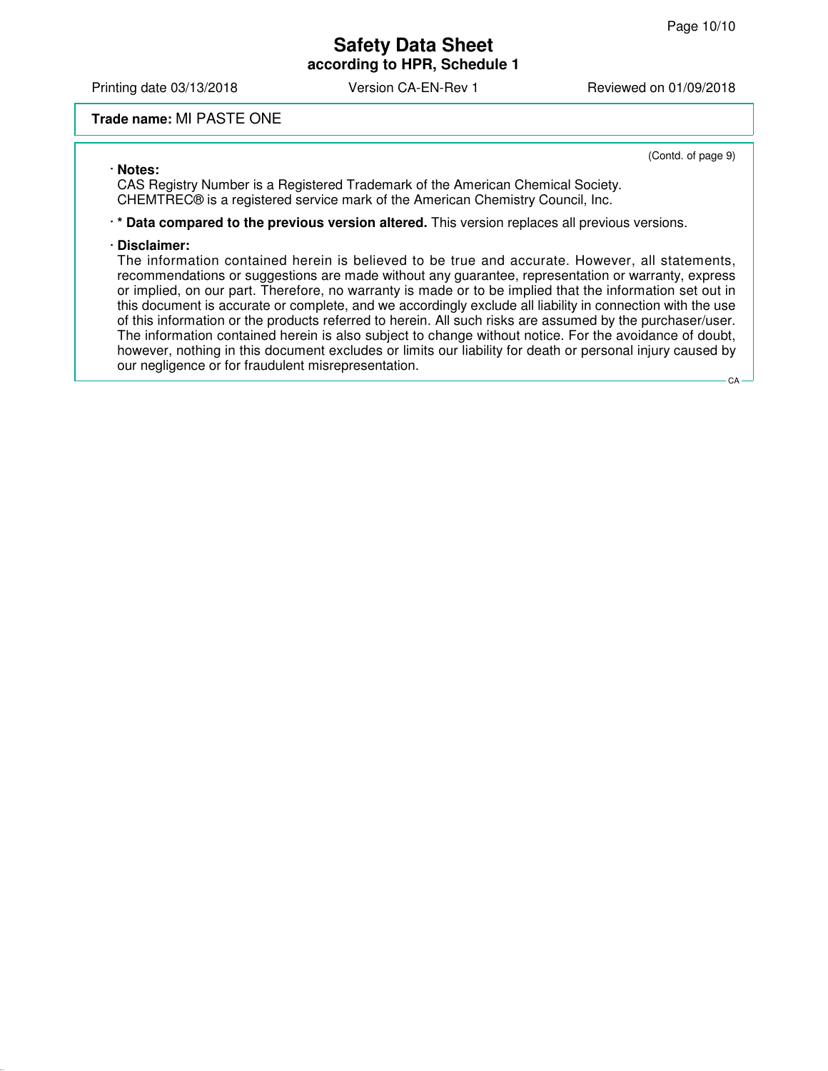(Contd. of page 9)

· **Notes:**
CAS Registry Number is a Registered Trademark of the American Chemical Society.
CHEMTREC® is a registered service mark of the American Chemistry Council, Inc.

· *** Data compared to the previous version altered.** This version replaces all previous versions.

· **Disclaimer:**
The information contained herein is believed to be true and accurate. However, all statements, recommendations or suggestions are made without any guarantee, representation or warranty, express or implied, on our part. Therefore, no warranty is made or to be implied that the information set out in this document is accurate or complete, and we accordingly exclude all liability in connection with the use of this information or the products referred to herein. All such risks are assumed by the purchaser/user. The information contained herein is also subject to change without notice. For the avoidance of doubt, however, nothing in this document excludes or limits our liability for death or personal injury caused by our negligence or for fraudulent misrepresentation.

CA